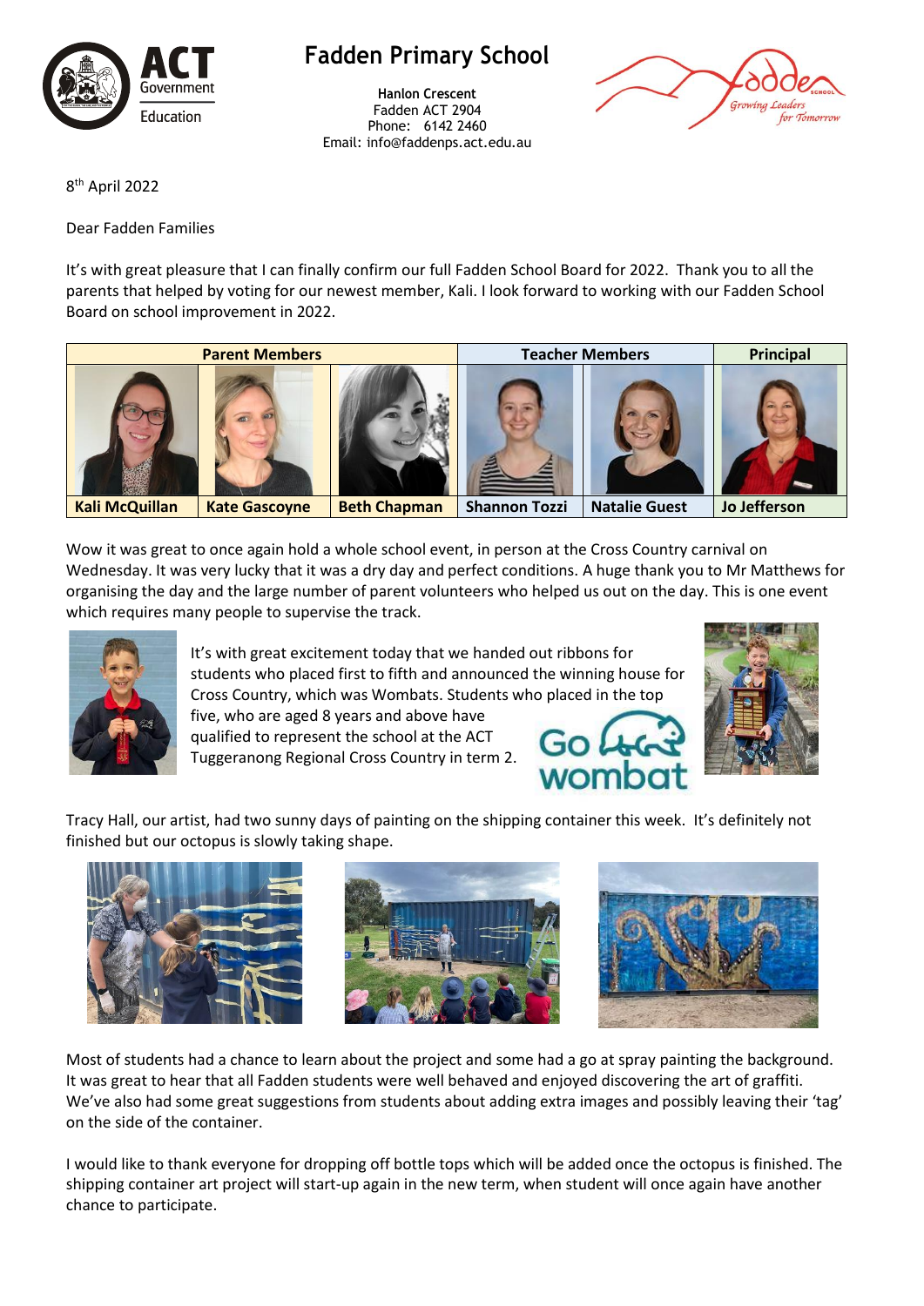# Fadden Primary School

**Hanlon Crescent**
Fadden ACT 2904
Phone: 6142 2460
Email: info@faddenps.act.edu.au

8th April 2022

Dear Fadden Families

It's with great pleasure that I can finally confirm our full Fadden School Board for 2022. Thank you to all the parents that helped by voting for our newest member, Kali. I look forward to working with our Fadden School Board on school improvement in 2022.

| Parent Members | | | Teacher Members | | Principal |
|---|---|---|---|---|---|
| **Kali McQuillan** | **Kate Gascoyne** | **Beth Chapman** | **Shannon Tozzi** | **Natalie Guest** | **Jo Jefferson** |

Wow it was great to once again hold a whole school event, in person at the Cross Country carnival on Wednesday. It was very lucky that it was a dry day and perfect conditions. A huge thank you to Mr Matthews for organising the day and the large number of parent volunteers who helped us out on the day. This is one event which requires many people to supervise the track.

It's with great excitement today that we handed out ribbons for students who placed first to fifth and announced the winning house for Cross Country, which was Wombats. Students who placed in the top five, who are aged 8 years and above have qualified to represent the school at the ACT Tuggeranong Regional Cross Country in term 2.

Go wombat

Tracy Hall, our artist, had two sunny days of painting on the shipping container this week. It's definitely not finished but our octopus is slowly taking shape.

Most of students had a chance to learn about the project and some had a go at spray painting the background. It was great to hear that all Fadden students were well behaved and enjoyed discovering the art of graffiti. We've also had some great suggestions from students about adding extra images and possibly leaving their 'tag' on the side of the container.

I would like to thank everyone for dropping off bottle tops which will be added once the octopus is finished. The shipping container art project will start-up again in the new term, when student will once again have another chance to participate.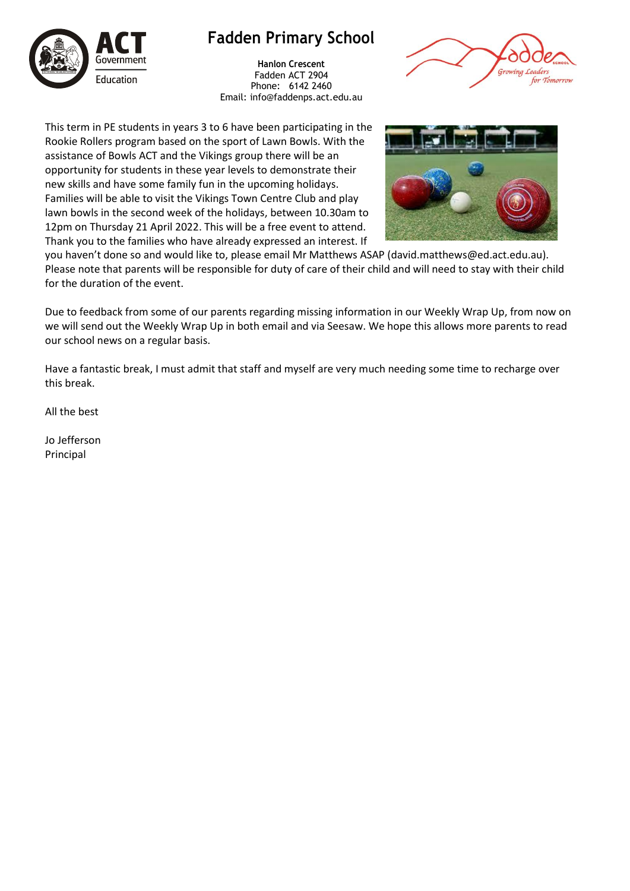# Fadden Primary School

**Hanlon Crescent**
Fadden ACT 2904
Phone: 6142 2460
Email: info@faddenps.act.edu.au

This term in PE students in years 3 to 6 have been participating in the Rookie Rollers program based on the sport of Lawn Bowls. With the assistance of Bowls ACT and the Vikings group there will be an opportunity for students in these year levels to demonstrate their new skills and have some family fun in the upcoming holidays. Families will be able to visit the Vikings Town Centre Club and play lawn bowls in the second week of the holidays, between 10.30am to 12pm on Thursday 21 April 2022. This will be a free event to attend. Thank you to the families who have already expressed an interest. If you haven't done so and would like to, please email Mr Matthews ASAP (david.matthews@ed.act.edu.au). Please note that parents will be responsible for duty of care of their child and will need to stay with their child for the duration of the event.

Due to feedback from some of our parents regarding missing information in our Weekly Wrap Up, from now on we will send out the Weekly Wrap Up in both email and via Seesaw. We hope this allows more parents to read our school news on a regular basis.

Have a fantastic break, I must admit that staff and myself are very much needing some time to recharge over this break.

All the best

Jo Jefferson
Principal